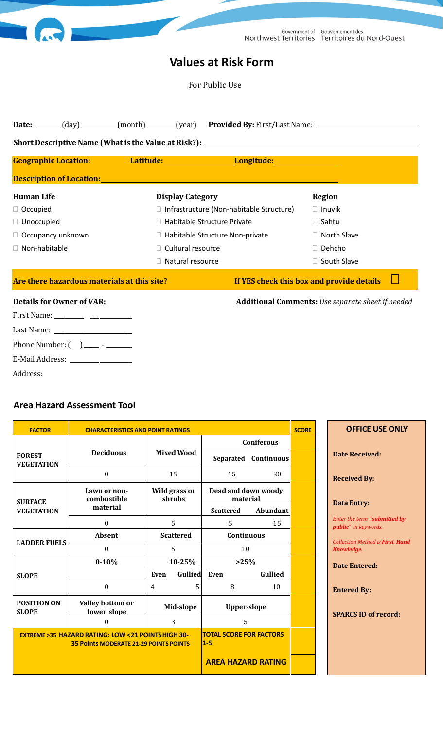Government of Northwest Territories  Gouvernement des Territoires du Nord-Ouest

# Values at Risk Form

For Public Use

**Date:** ______(day)________(month)_______(year) **Provided By:** First/Last Name: ______________________

**Short Descriptive Name (What is the Value at Risk?):** ______________________________________________

**Geographic Location:** **Latitude:**________________ **Longitude:**______________

**Description of Location:**______________________________________________

| **Human Life** | **Display Category** | **Region** |
|---|---|---|
| ☐ Occupied | ☐ Infrastructure (Non-habitable Structure) | ☐ Inuvik |
| ☐ Unoccupied | ☐ Habitable Structure Private | ☐ Sahtù |
| ☐ Occupancy unknown | ☐ Habitable Structure Non-private | ☐ North Slave |
| ☐ Non-habitable | ☐ Cultural resource | ☐ Dehcho |
| | ☐ Natural resource | ☐ South Slave |

**Are there hazardous materials at this site?** **If YES check this box and provide details** ☐

**Details for Owner of VAR:**

First Name: ______________

Last Name: ______________

Phone Number: ( )____ - ______

E-Mail Address: ______________

Address:

**Additional Comments:** *Use separate sheet if needed*

## Area Hazard Assessment Tool

| FACTOR | CHARACTERISTICS AND POINT RATINGS | | | | | SCORE |
|---|---|---|---|---|---|---|
| **FOREST VEGETATION** | **Deciduous** | **Mixed Wood** | | **Coniferous** | | |
| | | | | **Separated** | **Continuous** | |
| | 0 | 15 | | 15 | 30 | |
| **SURFACE VEGETATION** | **Lawn or non-combustible material** | **Wild grass or shrubs** | | **Dead and down woody material** | | |
| | | | | **Scattered** | **Abundant** | |
| | 0 | 5 | | 5 | 15 | |
| **LADDER FUELS** | **Absent** | **Scattered** | | **Continuous** | | |
| | 0 | 5 | | 10 | | |
| **SLOPE** | **0-10%** | **10-25%** | | **>25%** | | |
| | | **Even** | **Gullied** | **Even** | **Gullied** | |
| | 0 | 4 | 5 | 8 | 10 | |
| **POSITION ON SLOPE** | **Valley bottom or lower slope** | **Mid-slope** | | **Upper-slope** | | |
| | 0 | 3 | | 5 | | |
| **EXTREME >35 HAZARD RATING: LOW <21 POINTS HIGH 30-35 Points MODERATE 21-29 POINTS POINTS** | | | | **TOTAL SCORE FOR FACTORS 1-5** | | |
| | | | | **AREA HAZARD RATING** | | |

**OFFICE USE ONLY**

**Date Received:**

**Received By:**

**Data Entry:**

*Enter the term "**submitted by public**" in keywords.*

*Collection Method is **First Hand Knowledge**.*

**Date Entered:**

**Entered By:**

**SPARCS ID of record:**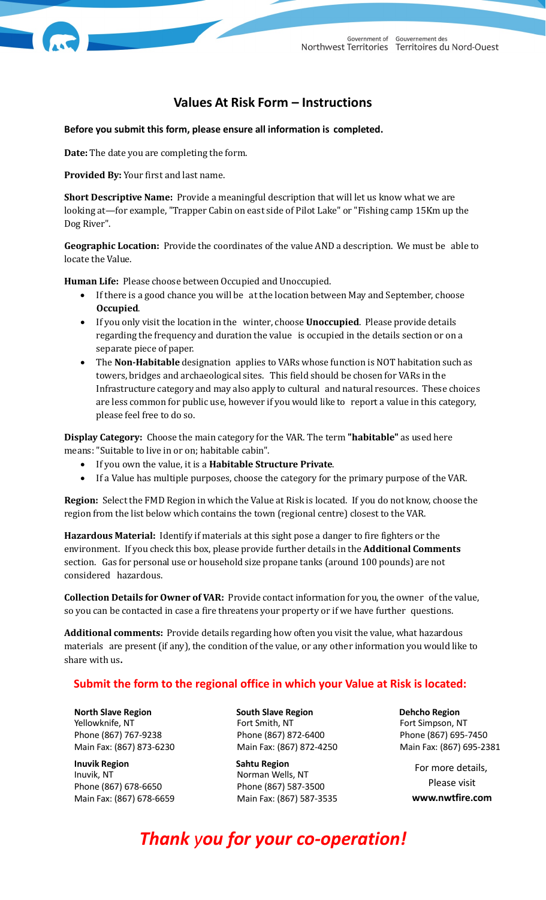# Values At Risk Form – Instructions

**Before you submit this form, please ensure all information is completed.**

**Date:** The date you are completing the form.

**Provided By:** Your first and last name.

**Short Descriptive Name:** Provide a meaningful description that will let us know what we are looking at—for example, "Trapper Cabin on east side of Pilot Lake" or "Fishing camp 15Km up the Dog River".

**Geographic Location:** Provide the coordinates of the value AND a description. We must be able to locate the Value.

**Human Life:** Please choose between Occupied and Unoccupied.

- If there is a good chance you will be at the location between May and September, choose **Occupied**.
- If you only visit the location in the winter, choose **Unoccupied**. Please provide details regarding the frequency and duration the value is occupied in the details section or on a separate piece of paper.
- The **Non-Habitable** designation applies to VARs whose function is NOT habitation such as towers, bridges and archaeological sites. This field should be chosen for VARs in the Infrastructure category and may also apply to cultural and natural resources. These choices are less common for public use, however if you would like to report a value in this category, please feel free to do so.

**Display Category:** Choose the main category for the VAR. The term **"habitable"** as used here means: "Suitable to live in or on; habitable cabin".

- If you own the value, it is a **Habitable Structure Private**.
- If a Value has multiple purposes, choose the category for the primary purpose of the VAR.

**Region:** Select the FMD Region in which the Value at Risk is located. If you do not know, choose the region from the list below which contains the town (regional centre) closest to the VAR.

**Hazardous Material:** Identify if materials at this sight pose a danger to fire fighters or the environment. If you check this box, please provide further details in the **Additional Comments** section. Gas for personal use or household size propane tanks (around 100 pounds) are not considered hazardous.

**Collection Details for Owner of VAR:** Provide contact information for you, the owner of the value, so you can be contacted in case a fire threatens your property or if we have further questions.

**Additional comments:** Provide details regarding how often you visit the value, what hazardous materials are present (if any), the condition of the value, or any other information you would like to share with us**.**

## Submit the form to the regional office in which your Value at Risk is located:

**North Slave Region**
Yellowknife, NT
Phone (867) 767-9238
Main Fax: (867) 873-6230

**Inuvik Region**
Inuvik, NT
Phone (867) 678-6650
Main Fax: (867) 678-6659

**South Slave Region**
Fort Smith, NT
Phone (867) 872-6400
Main Fax: (867) 872-4250

**Sahtu Region**
Norman Wells, NT
Phone (867) 587-3500
Main Fax: (867) 587-3535

**Dehcho Region**
Fort Simpson, NT
Phone (867) 695-7450
Main Fax: (867) 695-2381

For more details,
Please visit
**www.nwtfire.com**

***Thank you for your co-operation!***